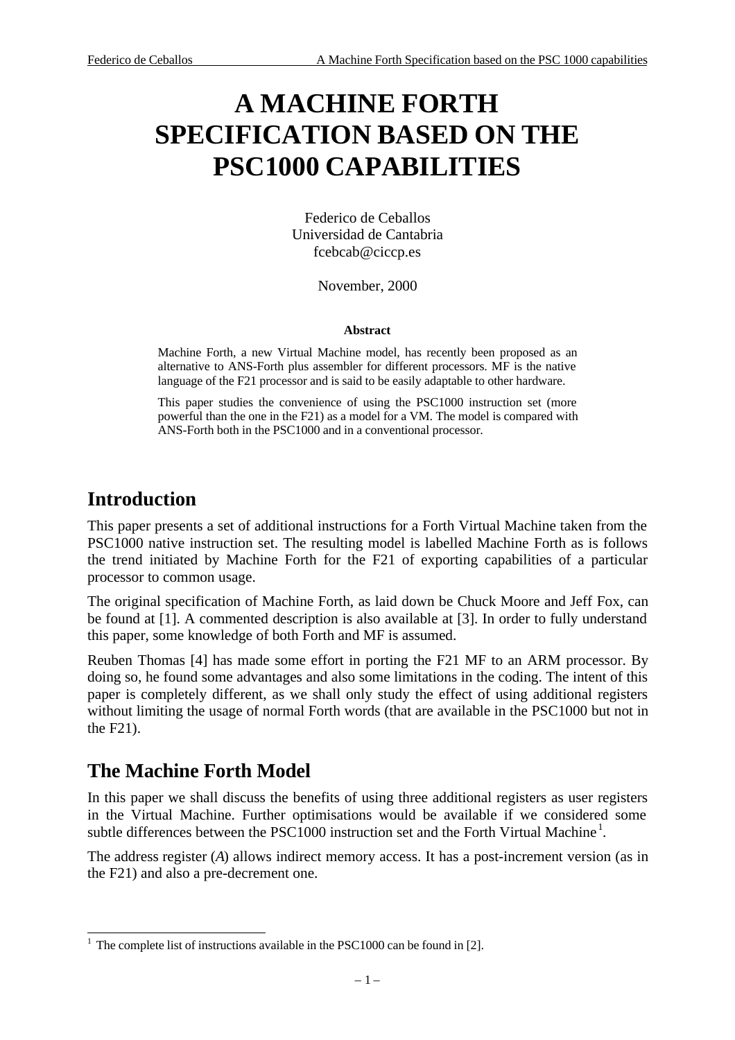# A MACHINE FORTH SPECIFICATION BASED ON THE PSC1000 CAPABILITIES

Federico de Ceballos
Universidad de Cantabria
fcebcab@ciccp.es

November, 2000

**Abstract**

Machine Forth, a new Virtual Machine model, has recently been proposed as an alternative to ANS-Forth plus assembler for different processors. MF is the native language of the F21 processor and is said to be easily adaptable to other hardware.

This paper studies the convenience of using the PSC1000 instruction set (more powerful than the one in the F21) as a model for a VM. The model is compared with ANS-Forth both in the PSC1000 and in a conventional processor.

## Introduction

This paper presents a set of additional instructions for a Forth Virtual Machine taken from the PSC1000 native instruction set. The resulting model is labelled Machine Forth as is follows the trend initiated by Machine Forth for the F21 of exporting capabilities of a particular processor to common usage.

The original specification of Machine Forth, as laid down be Chuck Moore and Jeff Fox, can be found at [1]. A commented description is also available at [3]. In order to fully understand this paper, some knowledge of both Forth and MF is assumed.

Reuben Thomas [4] has made some effort in porting the F21 MF to an ARM processor. By doing so, he found some advantages and also some limitations in the coding. The intent of this paper is completely different, as we shall only study the effect of using additional registers without limiting the usage of normal Forth words (that are available in the PSC1000 but not in the F21).

## The Machine Forth Model

In this paper we shall discuss the benefits of using three additional registers as user registers in the Virtual Machine. Further optimisations would be available if we considered some subtle differences between the PSC1000 instruction set and the Forth Virtual Machine[1].

The address register (*A*) allows indirect memory access. It has a post-increment version (as in the F21) and also a pre-decrement one.

---

[1] The complete list of instructions available in the PSC1000 can be found in [2].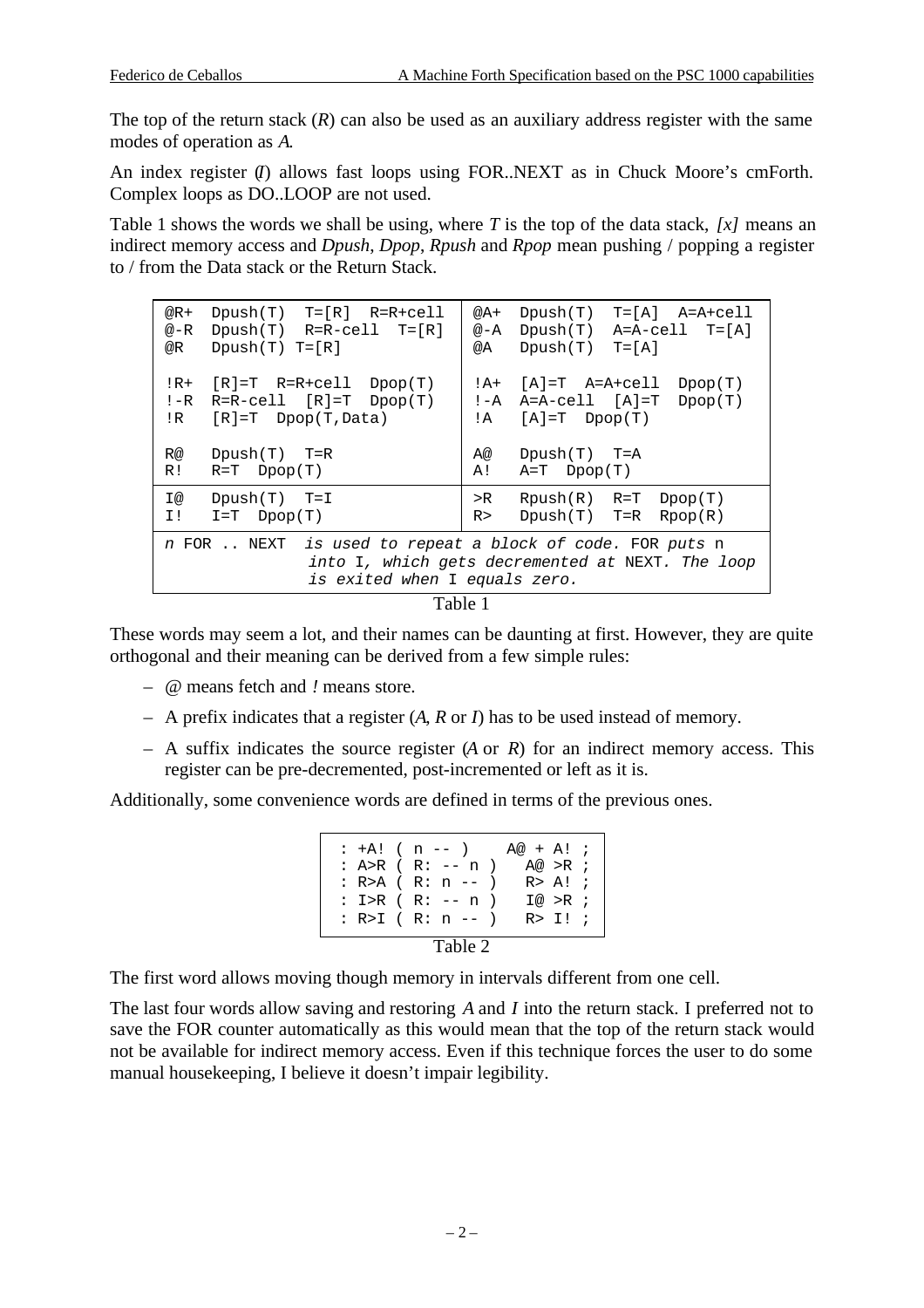The top of the return stack (*R*) can also be used as an auxiliary address register with the same modes of operation as *A*.

An index register (*I*) allows fast loops using FOR..NEXT as in Chuck Moore's cmForth. Complex loops as DO..LOOP are not used.

Table 1 shows the words we shall be using, where *T* is the top of the data stack, *[x]* means an indirect memory access and *Dpush*, *Dpop*, *Rpush* and *Rpop* mean pushing / popping a register to / from the Data stack or the Return Stack.

```
@R+  Dpush(T)  T=[R]  R=R+cell    | @A+  Dpush(T)  T=[A]  A=A+cell
@-R  Dpush(T)  R=R-cell  T=[R]    | @-A  Dpush(T)  A=A-cell  T=[A]
@R   Dpush(T)  T=[R]              | @A   Dpush(T)  T=[A]

!R+  [R]=T  R=R+cell  Dpop(T)     | !A+  [A]=T  A=A+cell  Dpop(T)
!-R  R=R-cell  [R]=T  Dpop(T)     | !-A  A=A-cell  [A]=T  Dpop(T)
!R   [R]=T  Dpop(T,Data)          | !A   [A]=T  Dpop(T)

R@   Dpush(T)  T=R                | A@   Dpush(T)  T=A
R!   R=T  Dpop(T)                 | A!   A=T  Dpop(T)
----------------------------------+----------------------------------
I@   Dpush(T)  T=I                | >R   Rpush(R)  R=T  Dpop(T)
I!   I=T  Dpop(T)                 | R>   Dpush(T)  T=R  Rpop(R)
----------------------------------+----------------------------------
n FOR .. NEXT  is used to repeat a block of code. FOR puts n
               into I, which gets decremented at NEXT. The loop
               is exited when I equals zero.
```

Table 1

These words may seem a lot, and their names can be daunting at first. However, they are quite orthogonal and their meaning can be derived from a few simple rules:

- *@* means fetch and *!* means store.
- A prefix indicates that a register (*A*, *R* or *I*) has to be used instead of memory.
- A suffix indicates the source register (*A* or *R*) for an indirect memory access. This register can be pre-decremented, post-incremented or left as it is.

Additionally, some convenience words are defined in terms of the previous ones.

```
: +A! ( n -- )     A@ + A! ;
: A>R ( R: -- n )   A@ >R ;
: R>A ( R: n -- )   R> A! ;
: I>R ( R: -- n )   I@ >R ;
: R>I ( R: n -- )   R> I! ;
```

Table 2

The first word allows moving though memory in intervals different from one cell.

The last four words allow saving and restoring *A* and *I* into the return stack. I preferred not to save the FOR counter automatically as this would mean that the top of the return stack would not be available for indirect memory access. Even if this technique forces the user to do some manual housekeeping, I believe it doesn't impair legibility.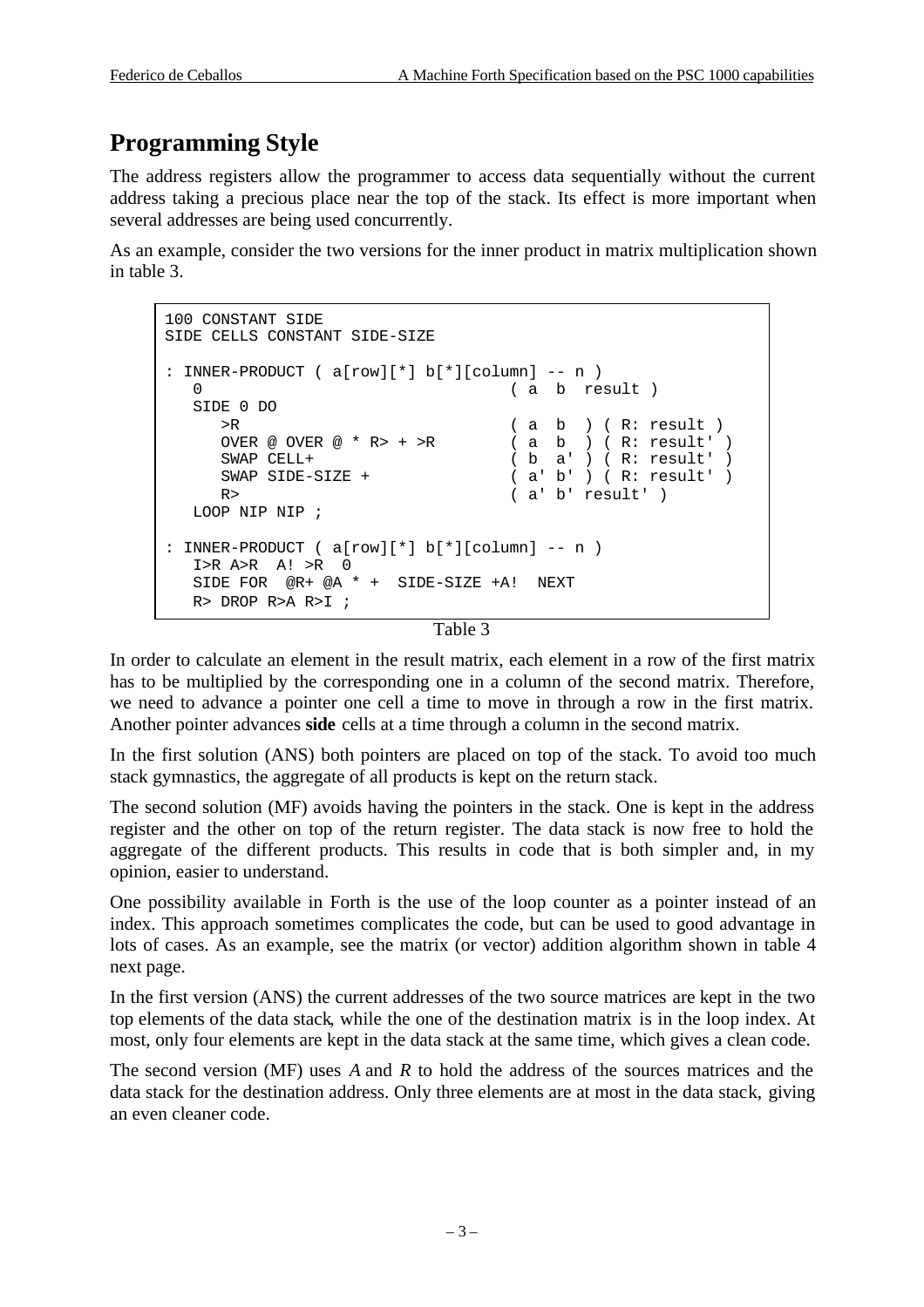# Programming Style

The address registers allow the programmer to access data sequentially without the current address taking a precious place near the top of the stack. Its effect is more important when several addresses are being used concurrently.

As an example, consider the two versions for the inner product in matrix multiplication shown in table 3.

```
100 CONSTANT SIDE
SIDE CELLS CONSTANT SIDE-SIZE

: INNER-PRODUCT ( a[row][*] b[*][column] -- n )
   0                                ( a  b  result )
   SIDE 0 DO
      >R                            ( a  b  ) ( R: result )
      OVER @ OVER @ * R> + >R       ( a  b  ) ( R: result' )
      SWAP CELL+                    ( b  a' ) ( R: result' )
      SWAP SIDE-SIZE +              ( a' b' ) ( R: result' )
      R>                            ( a' b' result' )
   LOOP NIP NIP ;

: INNER-PRODUCT ( a[row][*] b[*][column] -- n )
   I>R A>R  A! >R  0
   SIDE FOR  @R+ @A * +  SIDE-SIZE +A!  NEXT
   R> DROP R>A R>I ;
```

Table 3

In order to calculate an element in the result matrix, each element in a row of the first matrix has to be multiplied by the corresponding one in a column of the second matrix. Therefore, we need to advance a pointer one cell a time to move in through a row in the first matrix. Another pointer advances **side** cells at a time through a column in the second matrix.

In the first solution (ANS) both pointers are placed on top of the stack. To avoid too much stack gymnastics, the aggregate of all products is kept on the return stack.

The second solution (MF) avoids having the pointers in the stack. One is kept in the address register and the other on top of the return register. The data stack is now free to hold the aggregate of the different products. This results in code that is both simpler and, in my opinion, easier to understand.

One possibility available in Forth is the use of the loop counter as a pointer instead of an index. This approach sometimes complicates the code, but can be used to good advantage in lots of cases. As an example, see the matrix (or vector) addition algorithm shown in table 4 next page.

In the first version (ANS) the current addresses of the two source matrices are kept in the two top elements of the data stack, while the one of the destination matrix is in the loop index. At most, only four elements are kept in the data stack at the same time, which gives a clean code.

The second version (MF) uses *A* and *R* to hold the address of the sources matrices and the data stack for the destination address. Only three elements are at most in the data stack, giving an even cleaner code.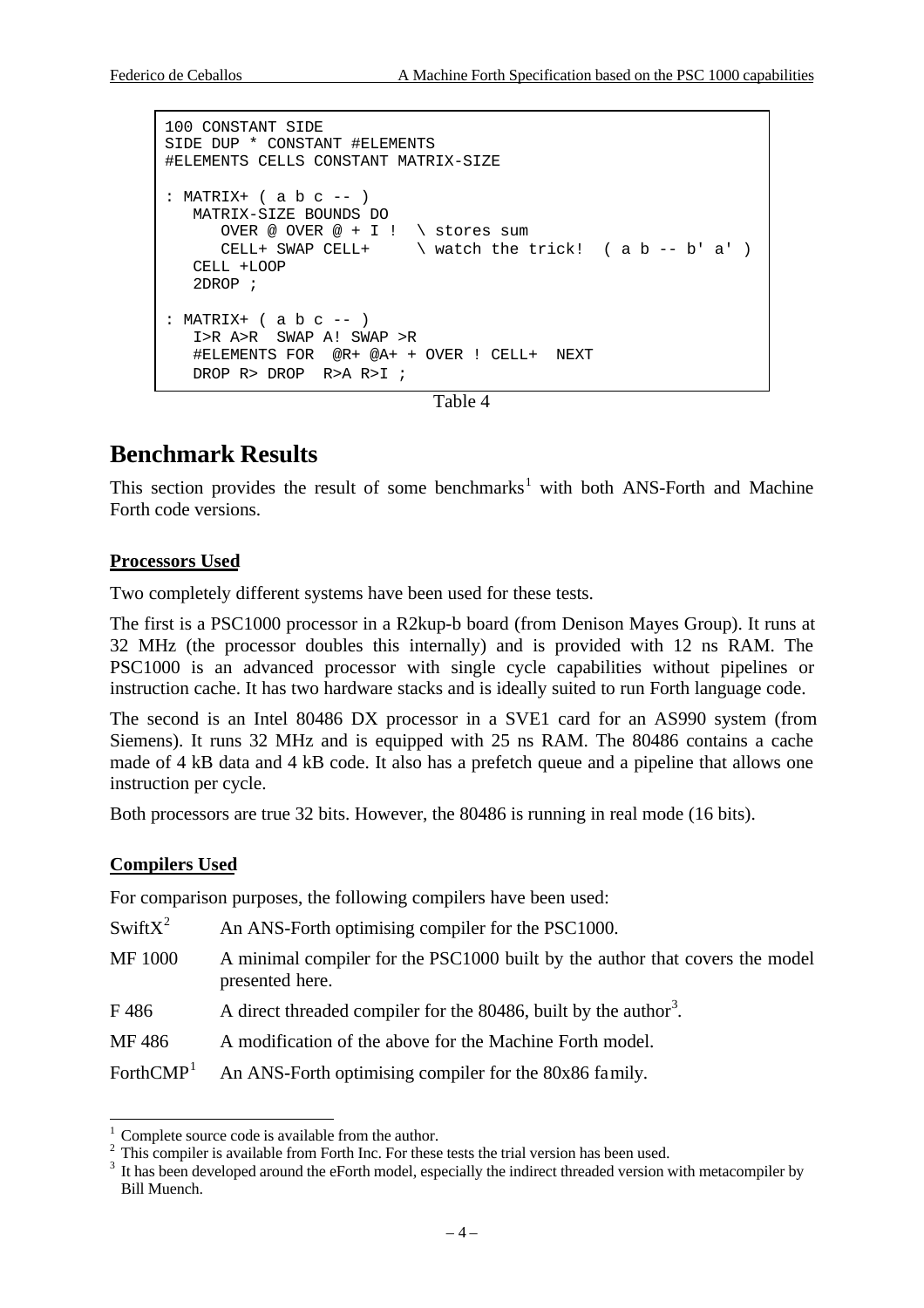```
100 CONSTANT SIDE
SIDE DUP * CONSTANT #ELEMENTS
#ELEMENTS CELLS CONSTANT MATRIX-SIZE

: MATRIX+ ( a b c -- )
   MATRIX-SIZE BOUNDS DO
      OVER @ OVER @ + I !  \ stores sum
      CELL+ SWAP CELL+     \ watch the trick!  ( a b -- b' a' )
   CELL +LOOP
   2DROP ;

: MATRIX+ ( a b c -- )
   I>R A>R  SWAP A! SWAP >R
   #ELEMENTS FOR  @R+ @A+ + OVER ! CELL+  NEXT
   DROP R> DROP  R>A R>I ;
```

Table 4

## Benchmark Results

This section provides the result of some benchmarks[1] with both ANS-Forth and Machine Forth code versions.

### Processors Used

Two completely different systems have been used for these tests.

The first is a PSC1000 processor in a R2kup-b board (from Denison Mayes Group). It runs at 32 MHz (the processor doubles this internally) and is provided with 12 ns RAM. The PSC1000 is an advanced processor with single cycle capabilities without pipelines or instruction cache. It has two hardware stacks and is ideally suited to run Forth language code.

The second is an Intel 80486 DX processor in a SVE1 card for an AS990 system (from Siemens). It runs 32 MHz and is equipped with 25 ns RAM. The 80486 contains a cache made of 4 kB data and 4 kB code. It also has a prefetch queue and a pipeline that allows one instruction per cycle.

Both processors are true 32 bits. However, the 80486 is running in real mode (16 bits).

### Compilers Used

For comparison purposes, the following compilers have been used:

| | |
|---|---|
| SwiftX[2] | An ANS-Forth optimising compiler for the PSC1000. |
| MF 1000 | A minimal compiler for the PSC1000 built by the author that covers the model presented here. |
| F 486 | A direct threaded compiler for the 80486, built by the author[3]. |
| MF 486 | A modification of the above for the Machine Forth model. |
| ForthCMP[1] | An ANS-Forth optimising compiler for the 80x86 family. |

[1] Complete source code is available from the author.

[2] This compiler is available from Forth Inc. For these tests the trial version has been used.

[3] It has been developed around the eForth model, especially the indirect threaded version with metacompiler by Bill Muench.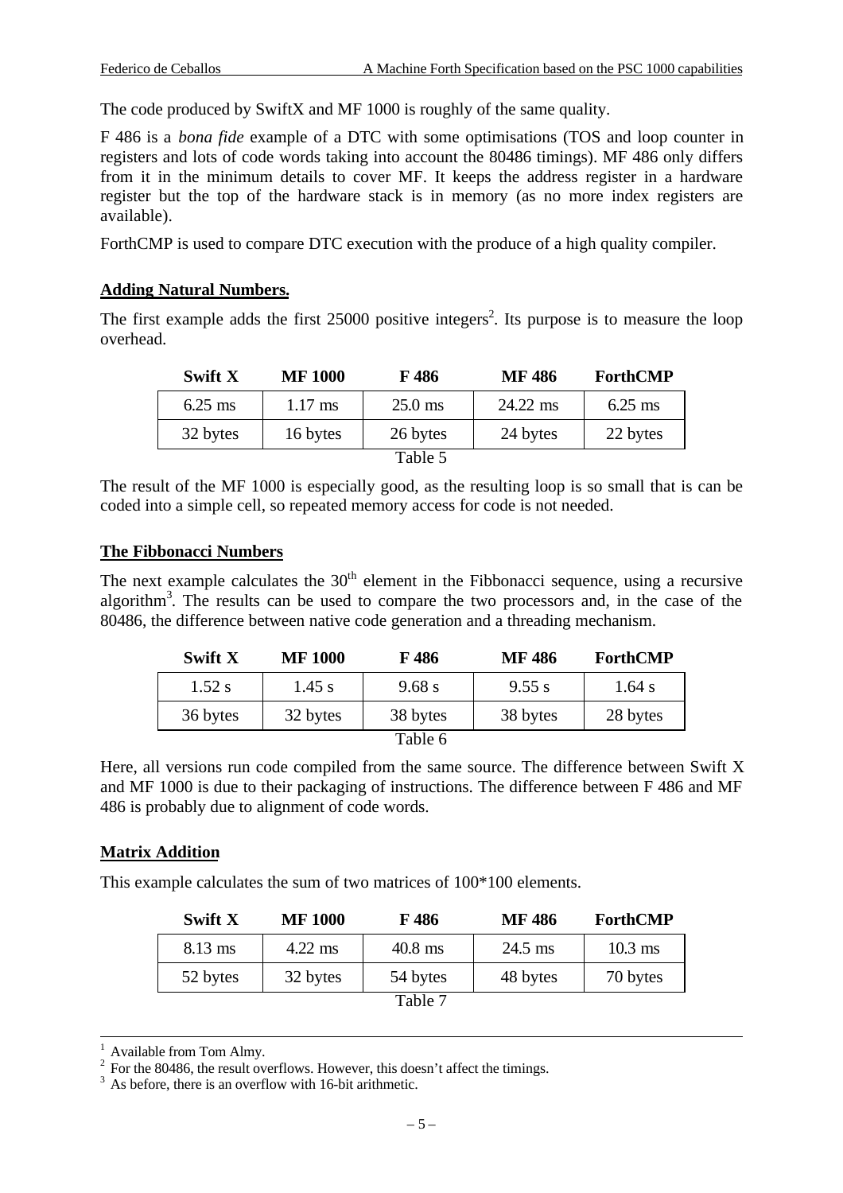The code produced by SwiftX and MF 1000 is roughly of the same quality.

F 486 is a *bona fide* example of a DTC with some optimisations (TOS and loop counter in registers and lots of code words taking into account the 80486 timings). MF 486 only differs from it in the minimum details to cover MF. It keeps the address register in a hardware register but the top of the hardware stack is in memory (as no more index registers are available).

ForthCMP is used to compare DTC execution with the produce of a high quality compiler.

## Adding Natural Numbers.

The first example adds the first 25000 positive integers[2]. Its purpose is to measure the loop overhead.

| Swift X | MF 1000 | F 486 | MF 486 | ForthCMP |
|---|---|---|---|---|
| 6.25 ms | 1.17 ms | 25.0 ms | 24.22 ms | 6.25 ms |
| 32 bytes | 16 bytes | 26 bytes | 24 bytes | 22 bytes |

Table 5

The result of the MF 1000 is especially good, as the resulting loop is so small that is can be coded into a simple cell, so repeated memory access for code is not needed.

## The Fibbonacci Numbers

The next example calculates the 30[th] element in the Fibbonacci sequence, using a recursive algorithm[3]. The results can be used to compare the two processors and, in the case of the 80486, the difference between native code generation and a threading mechanism.

| Swift X | MF 1000 | F 486 | MF 486 | ForthCMP |
|---|---|---|---|---|
| 1.52 s | 1.45 s | 9.68 s | 9.55 s | 1.64 s |
| 36 bytes | 32 bytes | 38 bytes | 38 bytes | 28 bytes |

Table 6

Here, all versions run code compiled from the same source. The difference between Swift X and MF 1000 is due to their packaging of instructions. The difference between F 486 and MF 486 is probably due to alignment of code words.

## Matrix Addition

This example calculates the sum of two matrices of 100*100 elements.

| Swift X | MF 1000 | F 486 | MF 486 | ForthCMP |
|---|---|---|---|---|
| 8.13 ms | 4.22 ms | 40.8 ms | 24.5 ms | 10.3 ms |
| 52 bytes | 32 bytes | 54 bytes | 48 bytes | 70 bytes |

Table 7

---

[1] Available from Tom Almy.

[2] For the 80486, the result overflows. However, this doesn't affect the timings.

[3] As before, there is an overflow with 16-bit arithmetic.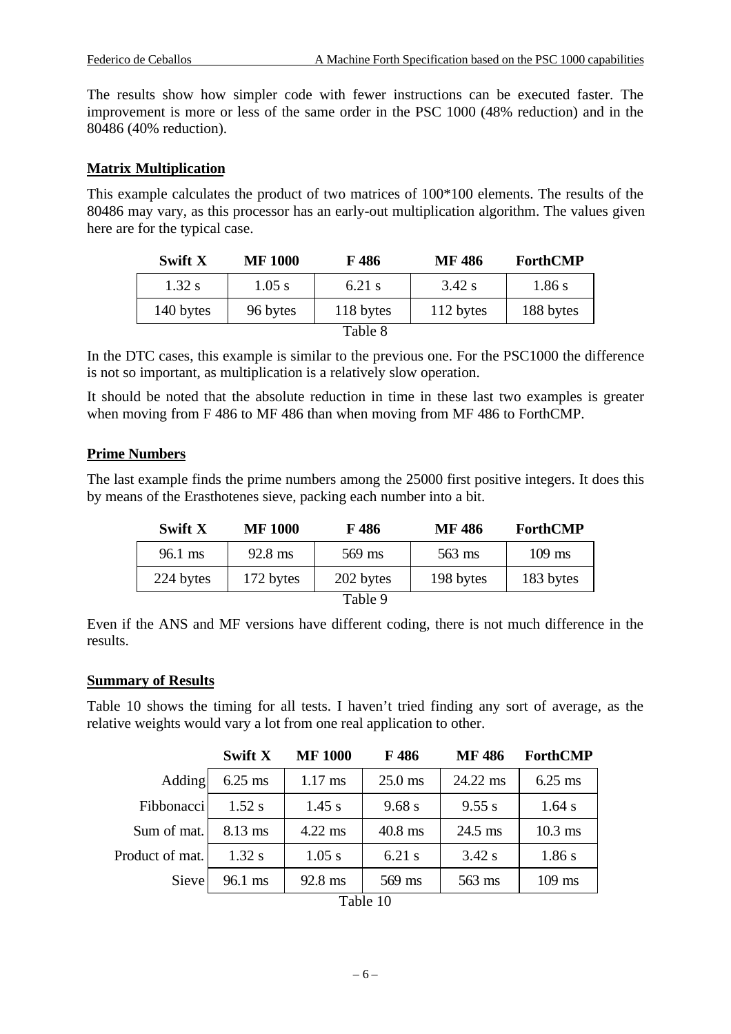The results show how simpler code with fewer instructions can be executed faster. The improvement is more or less of the same order in the PSC 1000 (48% reduction) and in the 80486 (40% reduction).

## Matrix Multiplication

This example calculates the product of two matrices of 100*100 elements. The results of the 80486 may vary, as this processor has an early-out multiplication algorithm. The values given here are for the typical case.

| Swift X | MF 1000 | F 486 | MF 486 | ForthCMP |
|---|---|---|---|---|
| 1.32 s | 1.05 s | 6.21 s | 3.42 s | 1.86 s |
| 140 bytes | 96 bytes | 118 bytes | 112 bytes | 188 bytes |

Table 8

In the DTC cases, this example is similar to the previous one. For the PSC1000 the difference is not so important, as multiplication is a relatively slow operation.

It should be noted that the absolute reduction in time in these last two examples is greater when moving from F 486 to MF 486 than when moving from MF 486 to ForthCMP.

## Prime Numbers

The last example finds the prime numbers among the 25000 first positive integers. It does this by means of the Erasthotenes sieve, packing each number into a bit.

| Swift X | MF 1000 | F 486 | MF 486 | ForthCMP |
|---|---|---|---|---|
| 96.1 ms | 92.8 ms | 569 ms | 563 ms | 109 ms |
| 224 bytes | 172 bytes | 202 bytes | 198 bytes | 183 bytes |

Table 9

Even if the ANS and MF versions have different coding, there is not much difference in the results.

## Summary of Results

Table 10 shows the timing for all tests. I haven't tried finding any sort of average, as the relative weights would vary a lot from one real application to other.

| | Swift X | MF 1000 | F 486 | MF 486 | ForthCMP |
|---|---|---|---|---|---|
| Adding | 6.25 ms | 1.17 ms | 25.0 ms | 24.22 ms | 6.25 ms |
| Fibbonacci | 1.52 s | 1.45 s | 9.68 s | 9.55 s | 1.64 s |
| Sum of mat. | 8.13 ms | 4.22 ms | 40.8 ms | 24.5 ms | 10.3 ms |
| Product of mat. | 1.32 s | 1.05 s | 6.21 s | 3.42 s | 1.86 s |
| Sieve | 96.1 ms | 92.8 ms | 569 ms | 563 ms | 109 ms |

Table 10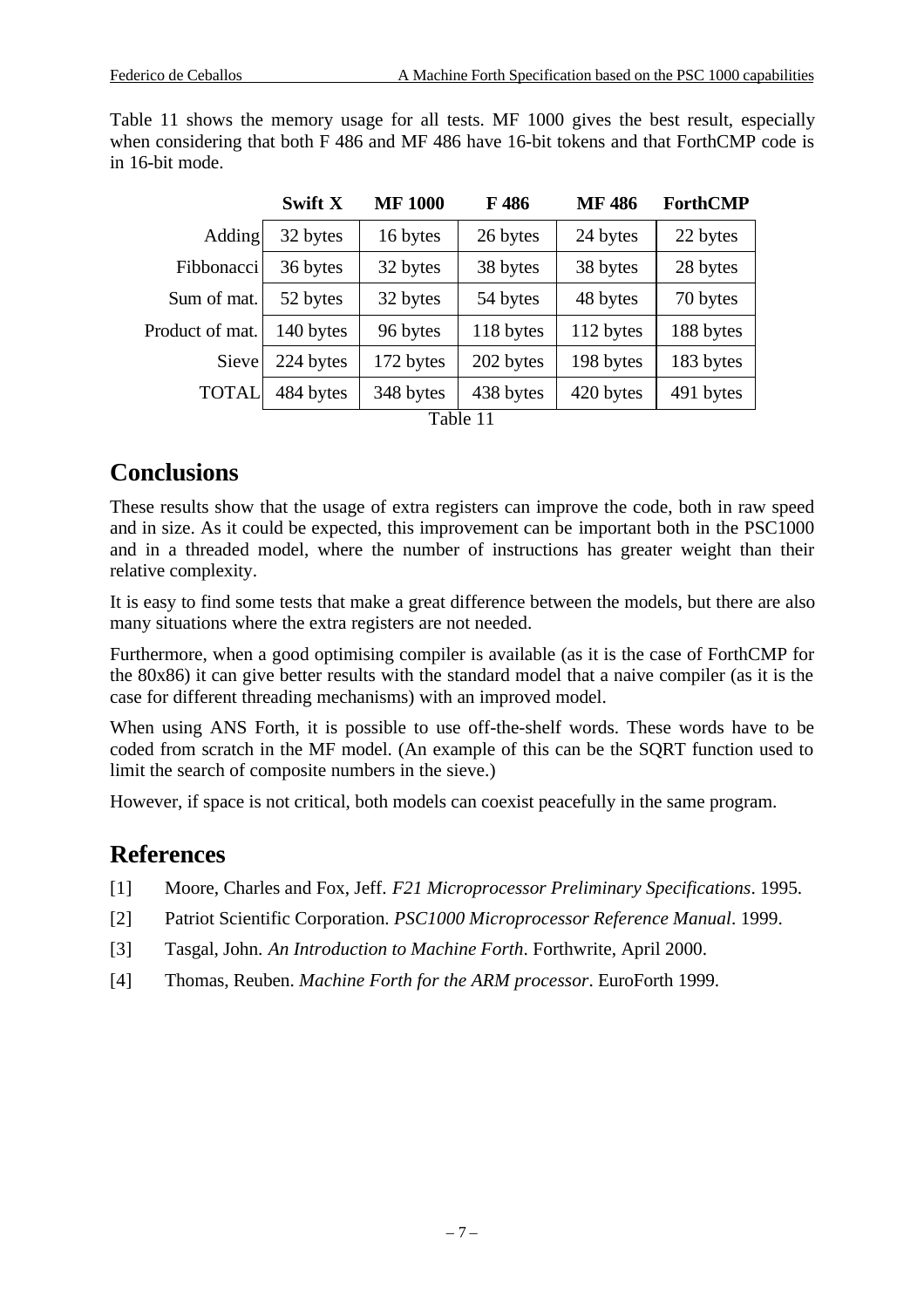Table 11 shows the memory usage for all tests. MF 1000 gives the best result, especially when considering that both F 486 and MF 486 have 16-bit tokens and that ForthCMP code is in 16-bit mode.

| | Swift X | MF 1000 | F 486 | MF 486 | ForthCMP |
|---|---|---|---|---|---|
| Adding | 32 bytes | 16 bytes | 26 bytes | 24 bytes | 22 bytes |
| Fibbonacci | 36 bytes | 32 bytes | 38 bytes | 38 bytes | 28 bytes |
| Sum of mat. | 52 bytes | 32 bytes | 54 bytes | 48 bytes | 70 bytes |
| Product of mat. | 140 bytes | 96 bytes | 118 bytes | 112 bytes | 188 bytes |
| Sieve | 224 bytes | 172 bytes | 202 bytes | 198 bytes | 183 bytes |
| TOTAL | 484 bytes | 348 bytes | 438 bytes | 420 bytes | 491 bytes |

Table 11

## Conclusions

These results show that the usage of extra registers can improve the code, both in raw speed and in size. As it could be expected, this improvement can be important both in the PSC1000 and in a threaded model, where the number of instructions has greater weight than their relative complexity.

It is easy to find some tests that make a great difference between the models, but there are also many situations where the extra registers are not needed.

Furthermore, when a good optimising compiler is available (as it is the case of ForthCMP for the 80x86) it can give better results with the standard model that a naive compiler (as it is the case for different threading mechanisms) with an improved model.

When using ANS Forth, it is possible to use off-the-shelf words. These words have to be coded from scratch in the MF model. (An example of this can be the SQRT function used to limit the search of composite numbers in the sieve.)

However, if space is not critical, both models can coexist peacefully in the same program.

## References

[1] Moore, Charles and Fox, Jeff. *F21 Microprocessor Preliminary Specifications*. 1995.

[2] Patriot Scientific Corporation. *PSC1000 Microprocessor Reference Manual*. 1999.

[3] Tasgal, John. *An Introduction to Machine Forth*. Forthwrite, April 2000.

[4] Thomas, Reuben. *Machine Forth for the ARM processor*. EuroForth 1999.